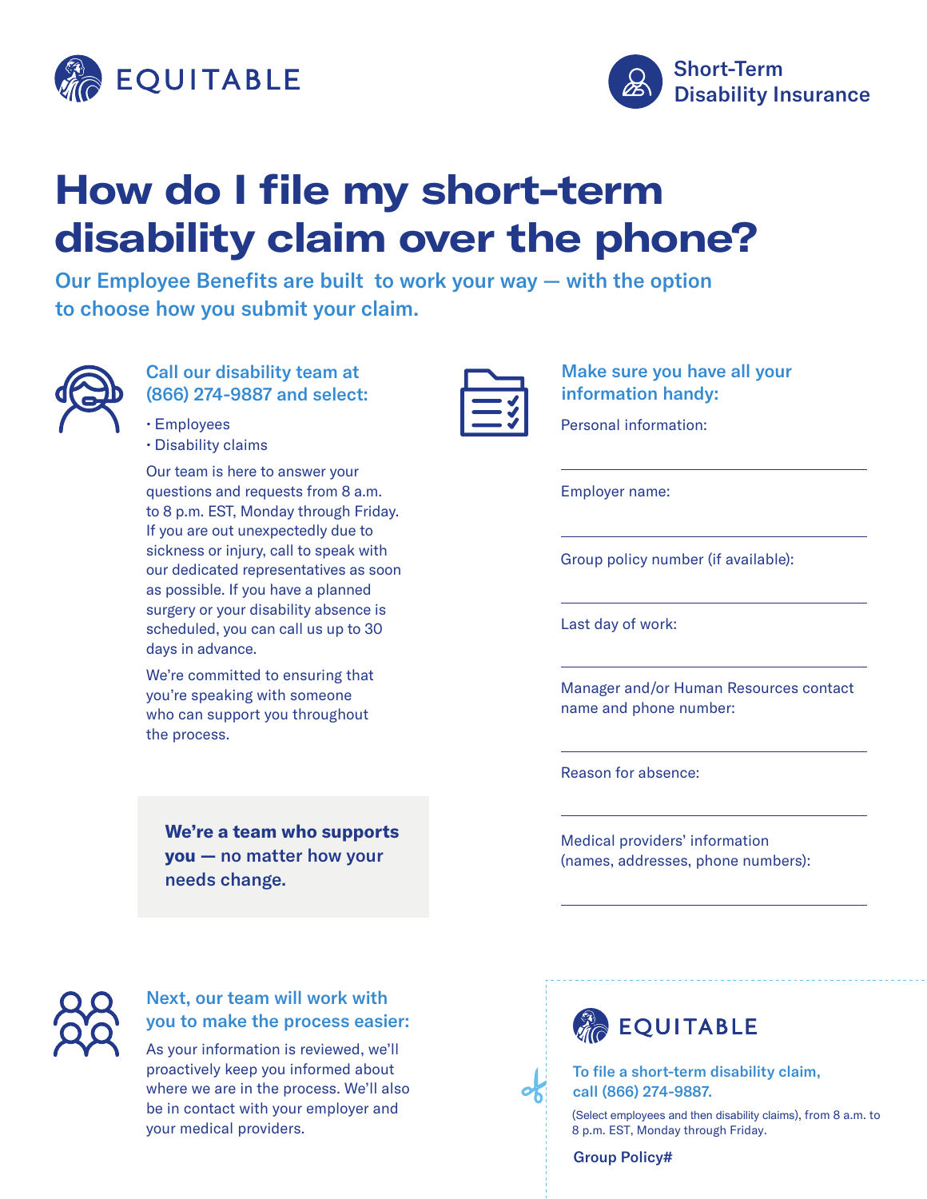EQUITABLE

Short-Term Disability Insurance

# How do I file my short-term disability claim over the phone?

## Our Employee Benefits are built to work your way — with the option to choose how you submit your claim.

### Call our disability team at (866) 274-9887 and select:

- Employees
- Disability claims

Our team is here to answer your questions and requests from 8 a.m. to 8 p.m. EST, Monday through Friday. If you are out unexpectedly due to sickness or injury, call to speak with our dedicated representatives as soon as possible. If you have a planned surgery or your disability absence is scheduled, you can call us up to 30 days in advance.

We're committed to ensuring that you're speaking with someone who can support you throughout the process.

**We're a team who supports you — no matter how your needs change.**

### Make sure you have all your information handy:

Personal information:

______________________________

Employer name:

______________________________

Group policy number (if available):

______________________________

Last day of work:

______________________________

Manager and/or Human Resources contact name and phone number:

______________________________

Reason for absence:

______________________________

Medical providers' information (names, addresses, phone numbers):

______________________________

### Next, our team will work with you to make the process easier:

As your information is reviewed, we'll proactively keep you informed about where we are in the process. We'll also be in contact with your employer and your medical providers.

---

EQUITABLE

**To file a short-term disability claim, call (866) 274-9887.**

(Select employees and then disability claims), from 8 a.m. to 8 p.m. EST, Monday through Friday.

**Group Policy#**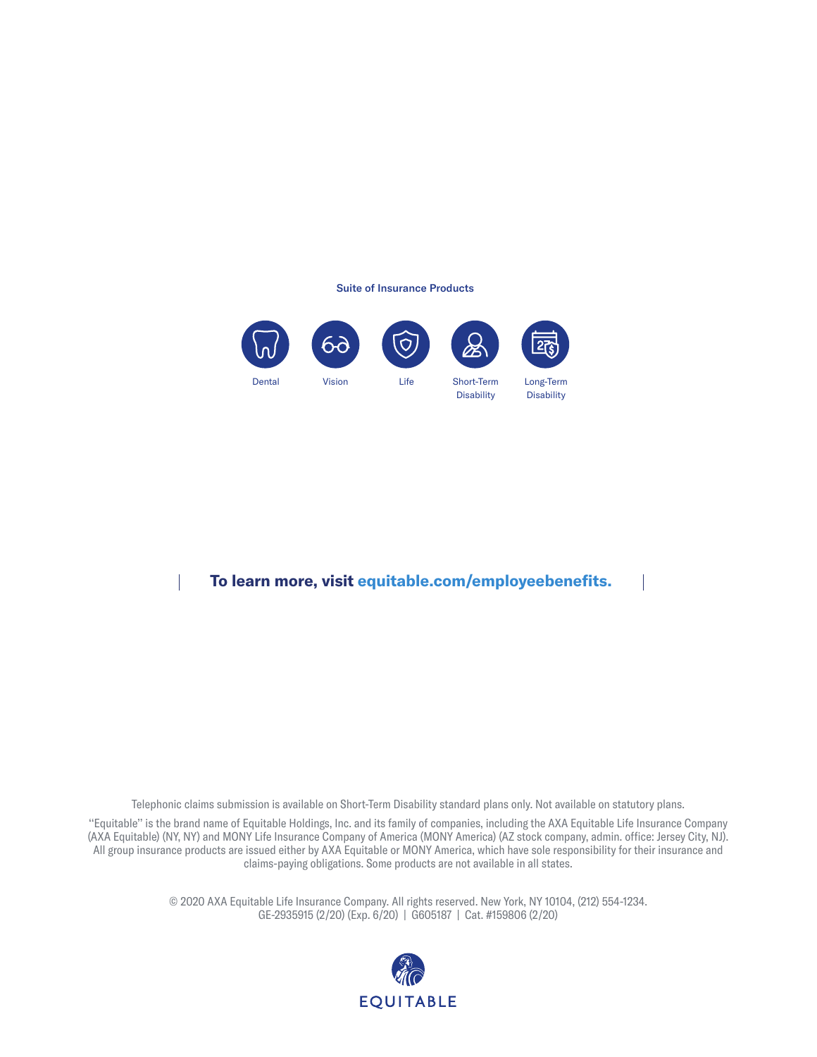**Suite of Insurance Products**

Dental

Vision

Life

Short-Term Disability

Long-Term Disability

**To learn more, visit equitable.com/employeebenefits.**

Telephonic claims submission is available on Short-Term Disability standard plans only. Not available on statutory plans.

"Equitable" is the brand name of Equitable Holdings, Inc. and its family of companies, including the AXA Equitable Life Insurance Company (AXA Equitable) (NY, NY) and MONY Life Insurance Company of America (MONY America) (AZ stock company, admin. office: Jersey City, NJ). All group insurance products are issued either by AXA Equitable or MONY America, which have sole responsibility for their insurance and claims-paying obligations. Some products are not available in all states.

© 2020 AXA Equitable Life Insurance Company. All rights reserved. New York, NY 10104, (212) 554-1234.
GE-2935915 (2/20) (Exp. 6/20) | G605187 | Cat. #159806 (2/20)

EQUITABLE